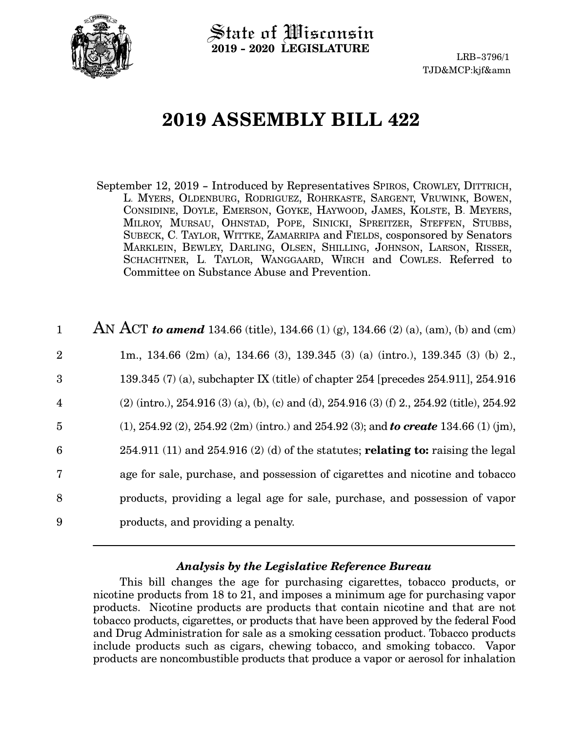State of Wisconsin
**2019 - 2020 LEGISLATURE**

LRB-3796/1
TJD&MCP:kjf&amn

# 2019 ASSEMBLY BILL 422

September 12, 2019 - Introduced by Representatives SPIROS, CROWLEY, DITTRICH, L. MYERS, OLDENBURG, RODRIGUEZ, ROHRKASTE, SARGENT, VRUWINK, BOWEN, CONSIDINE, DOYLE, EMERSON, GOYKE, HAYWOOD, JAMES, KOLSTE, B. MEYERS, MILROY, MURSAU, OHNSTAD, POPE, SINICKI, SPREITZER, STEFFEN, STUBBS, SUBECK, C. TAYLOR, WITTKE, ZAMARRIPA and FIELDS, cosponsored by Senators MARKLEIN, BEWLEY, DARLING, OLSEN, SHILLING, JOHNSON, LARSON, RISSER, SCHACHTNER, L. TAYLOR, WANGGAARD, WIRCH and COWLES. Referred to Committee on Substance Abuse and Prevention.

1 AN ACT ***to amend*** 134.66 (title), 134.66 (1) (g), 134.66 (2) (a), (am), (b) and (cm)
2 1m., 134.66 (2m) (a), 134.66 (3), 139.345 (3) (a) (intro.), 139.345 (3) (b) 2.,
3 139.345 (7) (a), subchapter IX (title) of chapter 254 [precedes 254.911], 254.916
4 (2) (intro.), 254.916 (3) (a), (b), (c) and (d), 254.916 (3) (f) 2., 254.92 (title), 254.92
5 (1), 254.92 (2), 254.92 (2m) (intro.) and 254.92 (3); and ***to create*** 134.66 (1) (jm),
6 254.911 (11) and 254.916 (2) (d) of the statutes; **relating to:** raising the legal
7 age for sale, purchase, and possession of cigarettes and nicotine and tobacco
8 products, providing a legal age for sale, purchase, and possession of vapor
9 products, and providing a penalty.

---

### *Analysis by the Legislative Reference Bureau*

This bill changes the age for purchasing cigarettes, tobacco products, or nicotine products from 18 to 21, and imposes a minimum age for purchasing vapor products. Nicotine products are products that contain nicotine and that are not tobacco products, cigarettes, or products that have been approved by the federal Food and Drug Administration for sale as a smoking cessation product. Tobacco products include products such as cigars, chewing tobacco, and smoking tobacco. Vapor products are noncombustible products that produce a vapor or aerosol for inhalation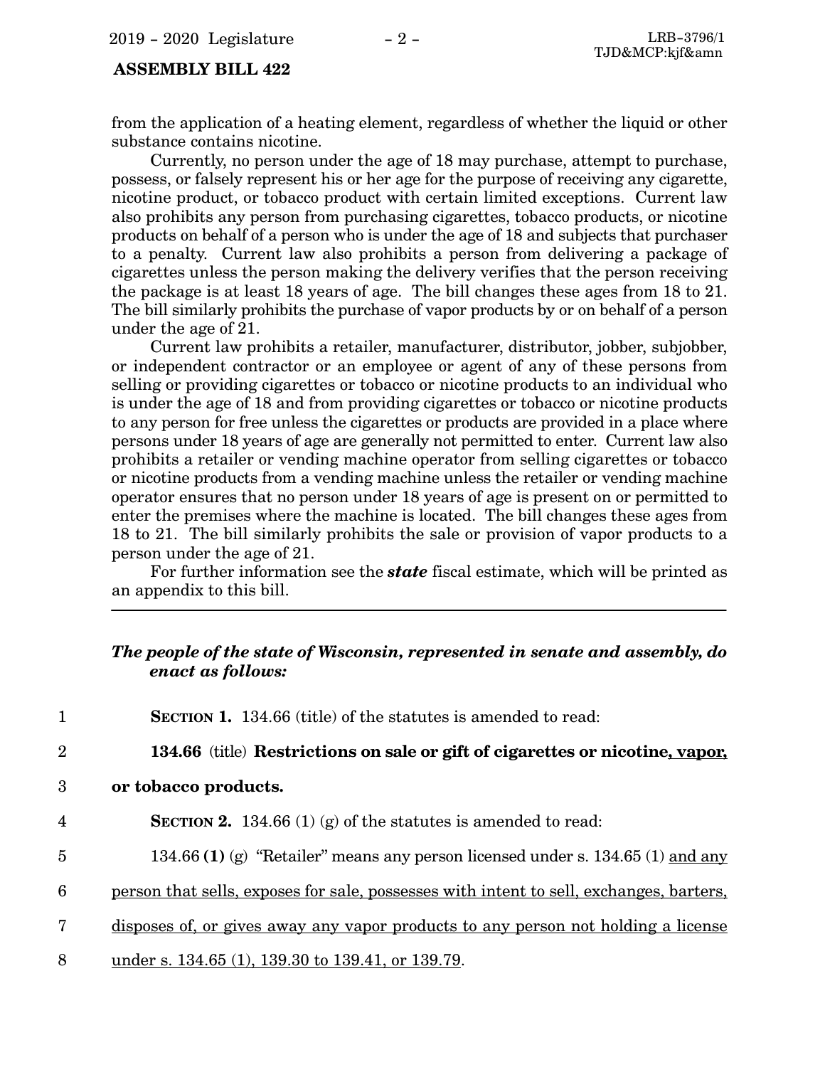from the application of a heating element, regardless of whether the liquid or other substance contains nicotine.

Currently, no person under the age of 18 may purchase, attempt to purchase, possess, or falsely represent his or her age for the purpose of receiving any cigarette, nicotine product, or tobacco product with certain limited exceptions. Current law also prohibits any person from purchasing cigarettes, tobacco products, or nicotine products on behalf of a person who is under the age of 18 and subjects that purchaser to a penalty. Current law also prohibits a person from delivering a package of cigarettes unless the person making the delivery verifies that the person receiving the package is at least 18 years of age. The bill changes these ages from 18 to 21. The bill similarly prohibits the purchase of vapor products by or on behalf of a person under the age of 21.

Current law prohibits a retailer, manufacturer, distributor, jobber, subjobber, or independent contractor or an employee or agent of any of these persons from selling or providing cigarettes or tobacco or nicotine products to an individual who is under the age of 18 and from providing cigarettes or tobacco or nicotine products to any person for free unless the cigarettes or products are provided in a place where persons under 18 years of age are generally not permitted to enter. Current law also prohibits a retailer or vending machine operator from selling cigarettes or tobacco or nicotine products from a vending machine unless the retailer or vending machine operator ensures that no person under 18 years of age is present on or permitted to enter the premises where the machine is located. The bill changes these ages from 18 to 21. The bill similarly prohibits the sale or provision of vapor products to a person under the age of 21.

For further information see the ***state*** fiscal estimate, which will be printed as an appendix to this bill.

---

***The people of the state of Wisconsin, represented in senate and assembly, do enact as follows:***

**SECTION 1.** 134.66 (title) of the statutes is amended to read:

**134.66** (title) **Restrictions on sale or gift of cigarettes or nicotine, vapor, or tobacco products.**

**SECTION 2.** 134.66 (1) (g) of the statutes is amended to read:

134.66 **(1)** (g) "Retailer" means any person licensed under s. 134.65 (1) and any person that sells, exposes for sale, possesses with intent to sell, exchanges, barters, disposes of, or gives away any vapor products to any person not holding a license under s. 134.65 (1), 139.30 to 139.41, or 139.79.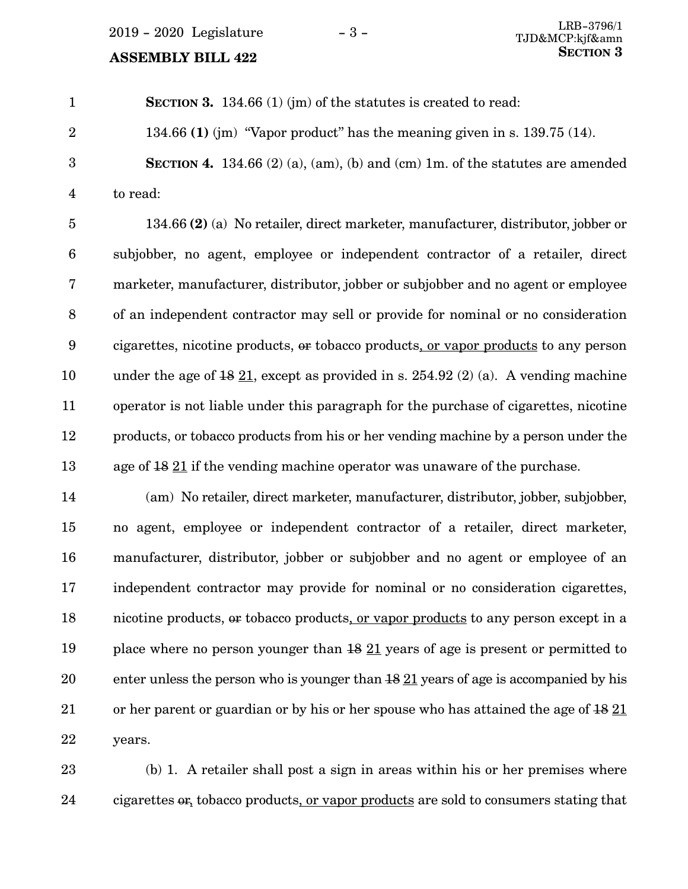**SECTION 3.** 134.66 (1) (jm) of the statutes is created to read:

134.66 **(1)** (jm) "Vapor product" has the meaning given in s. 139.75 (14).

**SECTION 4.** 134.66 (2) (a), (am), (b) and (cm) 1m. of the statutes are amended to read:

134.66 **(2)** (a) No retailer, direct marketer, manufacturer, distributor, jobber or subjobber, no agent, employee or independent contractor of a retailer, direct marketer, manufacturer, distributor, jobber or subjobber and no agent or employee of an independent contractor may sell or provide for nominal or no consideration cigarettes, nicotine products, ~~or~~ tobacco products, or vapor products to any person under the age of ~~18~~ 21, except as provided in s. 254.92 (2) (a). A vending machine operator is not liable under this paragraph for the purchase of cigarettes, nicotine products, or tobacco products from his or her vending machine by a person under the age of ~~18~~ 21 if the vending machine operator was unaware of the purchase.

(am) No retailer, direct marketer, manufacturer, distributor, jobber, subjobber, no agent, employee or independent contractor of a retailer, direct marketer, manufacturer, distributor, jobber or subjobber and no agent or employee of an independent contractor may provide for nominal or no consideration cigarettes, nicotine products, ~~or~~ tobacco products, or vapor products to any person except in a place where no person younger than ~~18~~ 21 years of age is present or permitted to enter unless the person who is younger than ~~18~~ 21 years of age is accompanied by his or her parent or guardian or by his or her spouse who has attained the age of ~~18~~ 21 years.

(b) 1. A retailer shall post a sign in areas within his or her premises where cigarettes ~~or~~, tobacco products, or vapor products are sold to consumers stating that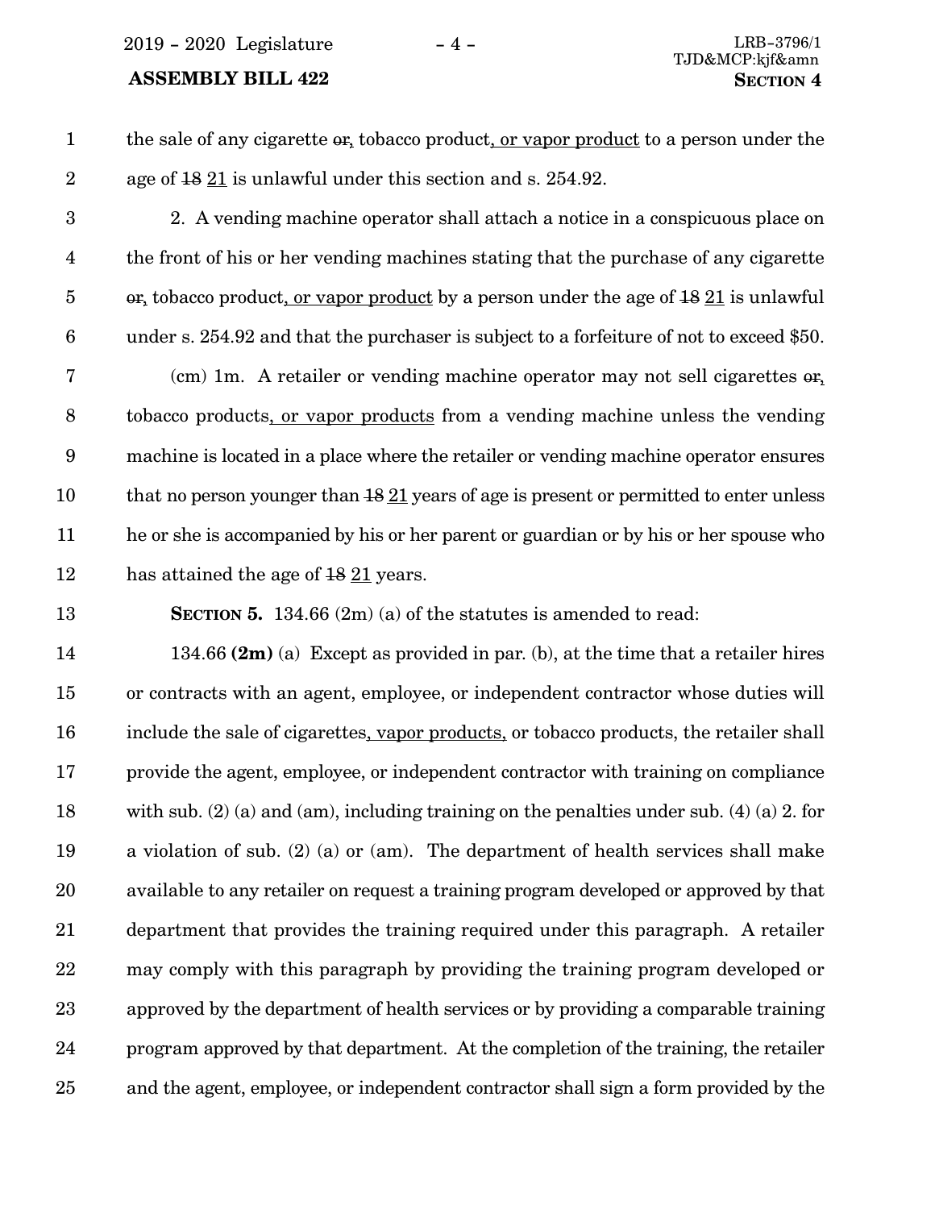the sale of any cigarette ~~or~~, tobacco product, <u>or vapor product</u> to a person under the age of ~~18~~ <u>21</u> is unlawful under this section and s. 254.92.

2. A vending machine operator shall attach a notice in a conspicuous place on the front of his or her vending machines stating that the purchase of any cigarette ~~or~~, tobacco product, <u>or vapor product</u> by a person under the age of ~~18~~ <u>21</u> is unlawful under s. 254.92 and that the purchaser is subject to a forfeiture of not to exceed $50.

(cm) 1m. A retailer or vending machine operator may not sell cigarettes ~~or~~, tobacco products, <u>or vapor products</u> from a vending machine unless the vending machine is located in a place where the retailer or vending machine operator ensures that no person younger than ~~18~~ <u>21</u> years of age is present or permitted to enter unless he or she is accompanied by his or her parent or guardian or by his or her spouse who has attained the age of ~~18~~ <u>21</u> years.

**SECTION 5.** 134.66 (2m) (a) of the statutes is amended to read:

134.66 **(2m)** (a) Except as provided in par. (b), at the time that a retailer hires or contracts with an agent, employee, or independent contractor whose duties will include the sale of cigarettes<u>, vapor products,</u> or tobacco products, the retailer shall provide the agent, employee, or independent contractor with training on compliance with sub. (2) (a) and (am), including training on the penalties under sub. (4) (a) 2. for a violation of sub. (2) (a) or (am). The department of health services shall make available to any retailer on request a training program developed or approved by that department that provides the training required under this paragraph. A retailer may comply with this paragraph by providing the training program developed or approved by the department of health services or by providing a comparable training program approved by that department. At the completion of the training, the retailer and the agent, employee, or independent contractor shall sign a form provided by the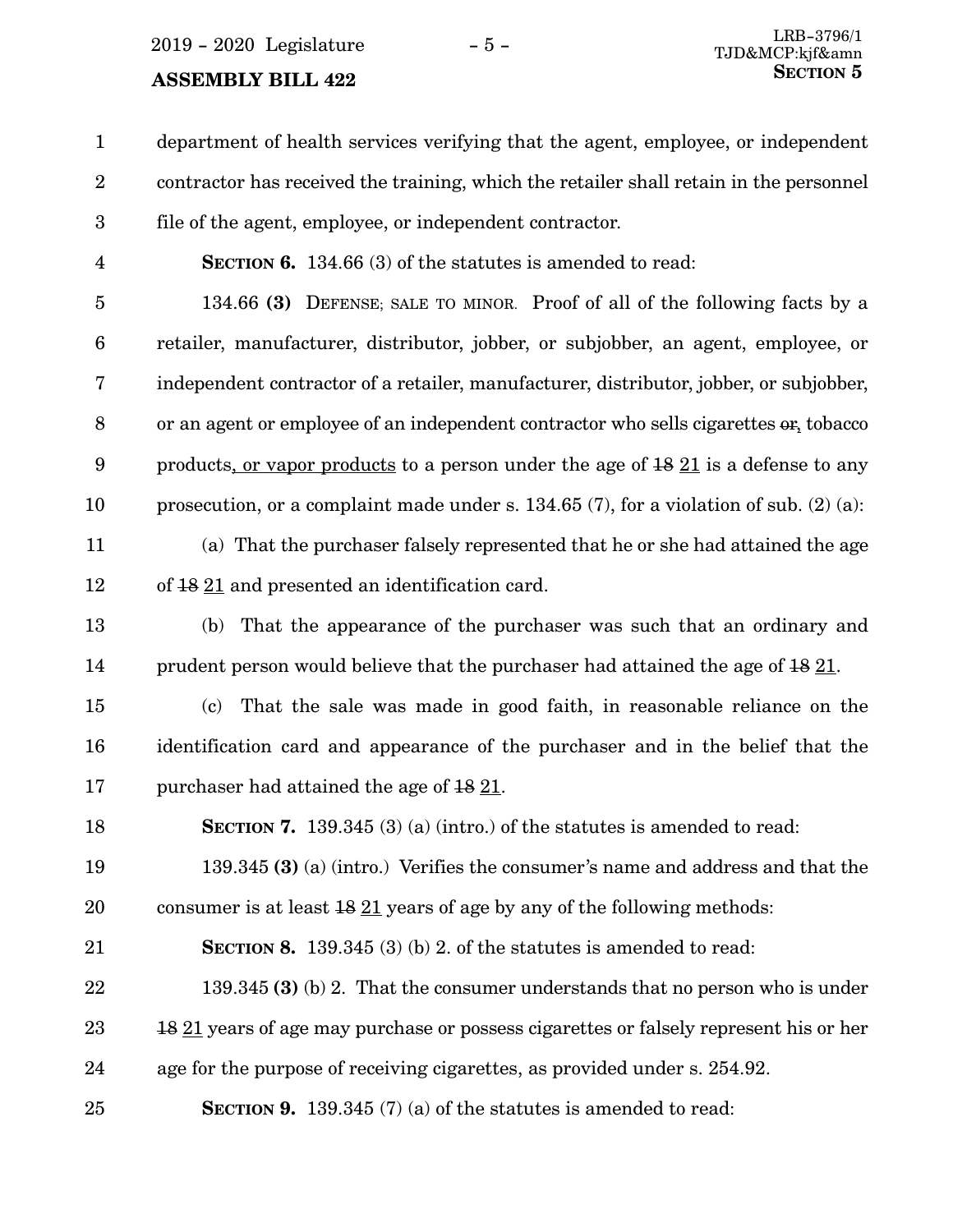department of health services verifying that the agent, employee, or independent contractor has received the training, which the retailer shall retain in the personnel file of the agent, employee, or independent contractor.

**SECTION 6.** 134.66 (3) of the statutes is amended to read:

134.66 **(3)** DEFENSE; SALE TO MINOR. Proof of all of the following facts by a retailer, manufacturer, distributor, jobber, or subjobber, an agent, employee, or independent contractor of a retailer, manufacturer, distributor, jobber, or subjobber, or an agent or employee of an independent contractor who sells cigarettes ~~or~~, tobacco products, or vapor products to a person under the age of ~~18~~ 21 is a defense to any prosecution, or a complaint made under s. 134.65 (7), for a violation of sub. (2) (a):

(a) That the purchaser falsely represented that he or she had attained the age of ~~18~~ 21 and presented an identification card.

(b) That the appearance of the purchaser was such that an ordinary and prudent person would believe that the purchaser had attained the age of ~~18~~ 21.

(c) That the sale was made in good faith, in reasonable reliance on the identification card and appearance of the purchaser and in the belief that the purchaser had attained the age of ~~18~~ 21.

**SECTION 7.** 139.345 (3) (a) (intro.) of the statutes is amended to read:

139.345 **(3)** (a) (intro.) Verifies the consumer's name and address and that the consumer is at least ~~18~~ 21 years of age by any of the following methods:

**SECTION 8.** 139.345 (3) (b) 2. of the statutes is amended to read:

139.345 **(3)** (b) 2. That the consumer understands that no person who is under ~~18~~ 21 years of age may purchase or possess cigarettes or falsely represent his or her age for the purpose of receiving cigarettes, as provided under s. 254.92.

**SECTION 9.** 139.345 (7) (a) of the statutes is amended to read: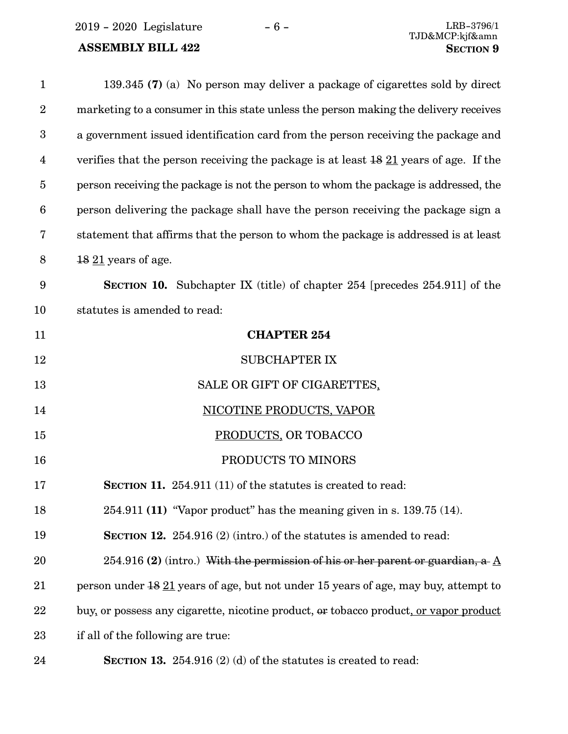139.345 **(7)** (a) No person may deliver a package of cigarettes sold by direct marketing to a consumer in this state unless the person making the delivery receives a government issued identification card from the person receiving the package and verifies that the person receiving the package is at least ~~18~~ <u>21</u> years of age. If the person receiving the package is not the person to whom the package is addressed, the person delivering the package shall have the person receiving the package sign a statement that affirms that the person to whom the package is addressed is at least ~~18~~ <u>21</u> years of age.

**SECTION 10.** Subchapter IX (title) of chapter 254 [precedes 254.911] of the statutes is amended to read:

**CHAPTER 254**

SUBCHAPTER IX

SALE OR GIFT OF CIGARETTES<u>,</u>

<u>NICOTINE PRODUCTS, VAPOR</u>

<u>PRODUCTS,</u> OR TOBACCO

PRODUCTS TO MINORS

**SECTION 11.** 254.911 (11) of the statutes is created to read:

254.911 **(11)** "Vapor product" has the meaning given in s. 139.75 (14).

**SECTION 12.** 254.916 (2) (intro.) of the statutes is amended to read:

254.916 **(2)** (intro.) ~~With the permission of his or her parent or guardian, a~~ <u>A</u> person under ~~18~~ <u>21</u> years of age, but not under 15 years of age, may buy, attempt to buy, or possess any cigarette, nicotine product, ~~or~~ tobacco product<u>, or vapor product</u> if all of the following are true:

**SECTION 13.** 254.916 (2) (d) of the statutes is created to read: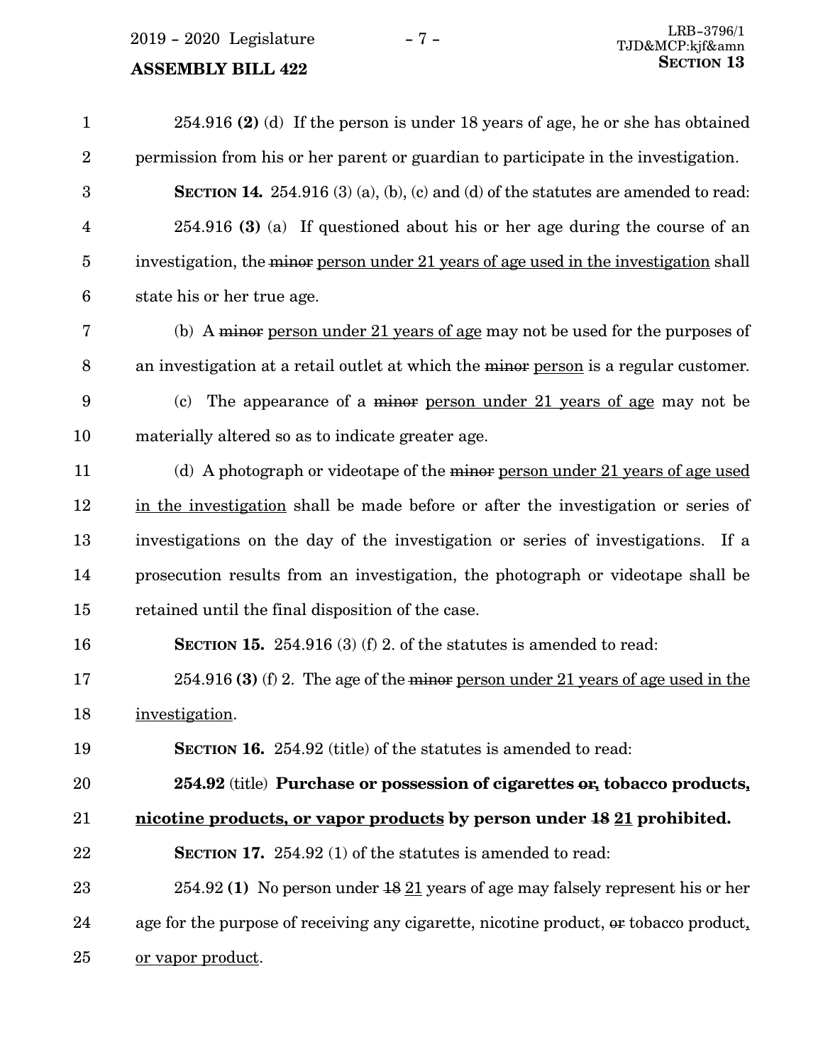254.916 **(2)** (d) If the person is under 18 years of age, he or she has obtained permission from his or her parent or guardian to participate in the investigation.

**SECTION 14.** 254.916 (3) (a), (b), (c) and (d) of the statutes are amended to read:

254.916 **(3)** (a) If questioned about his or her age during the course of an investigation, the ~~minor~~ <u>person under 21 years of age used in the investigation</u> shall state his or her true age.

(b) A ~~minor~~ <u>person under 21 years of age</u> may not be used for the purposes of an investigation at a retail outlet at which the ~~minor~~ <u>person</u> is a regular customer.

(c) The appearance of a ~~minor~~ <u>person under 21 years of age</u> may not be materially altered so as to indicate greater age.

(d) A photograph or videotape of the ~~minor~~ <u>person under 21 years of age used in the investigation</u> shall be made before or after the investigation or series of investigations on the day of the investigation or series of investigations. If a prosecution results from an investigation, the photograph or videotape shall be retained until the final disposition of the case.

**SECTION 15.** 254.916 (3) (f) 2. of the statutes is amended to read:

254.916 **(3)** (f) 2. The age of the ~~minor~~ <u>person under 21 years of age used in the investigation</u>.

**SECTION 16.** 254.92 (title) of the statutes is amended to read:

**254.92** (title) **Purchase or possession of cigarettes ~~or~~<u>,</u> tobacco products<u>, nicotine products, or vapor products</u> by person under ~~18~~ <u>21</u> prohibited.**

**SECTION 17.** 254.92 (1) of the statutes is amended to read:

254.92 **(1)** No person under ~~18~~ <u>21</u> years of age may falsely represent his or her age for the purpose of receiving any cigarette, nicotine product, ~~or~~ tobacco product<u>, or vapor product</u>.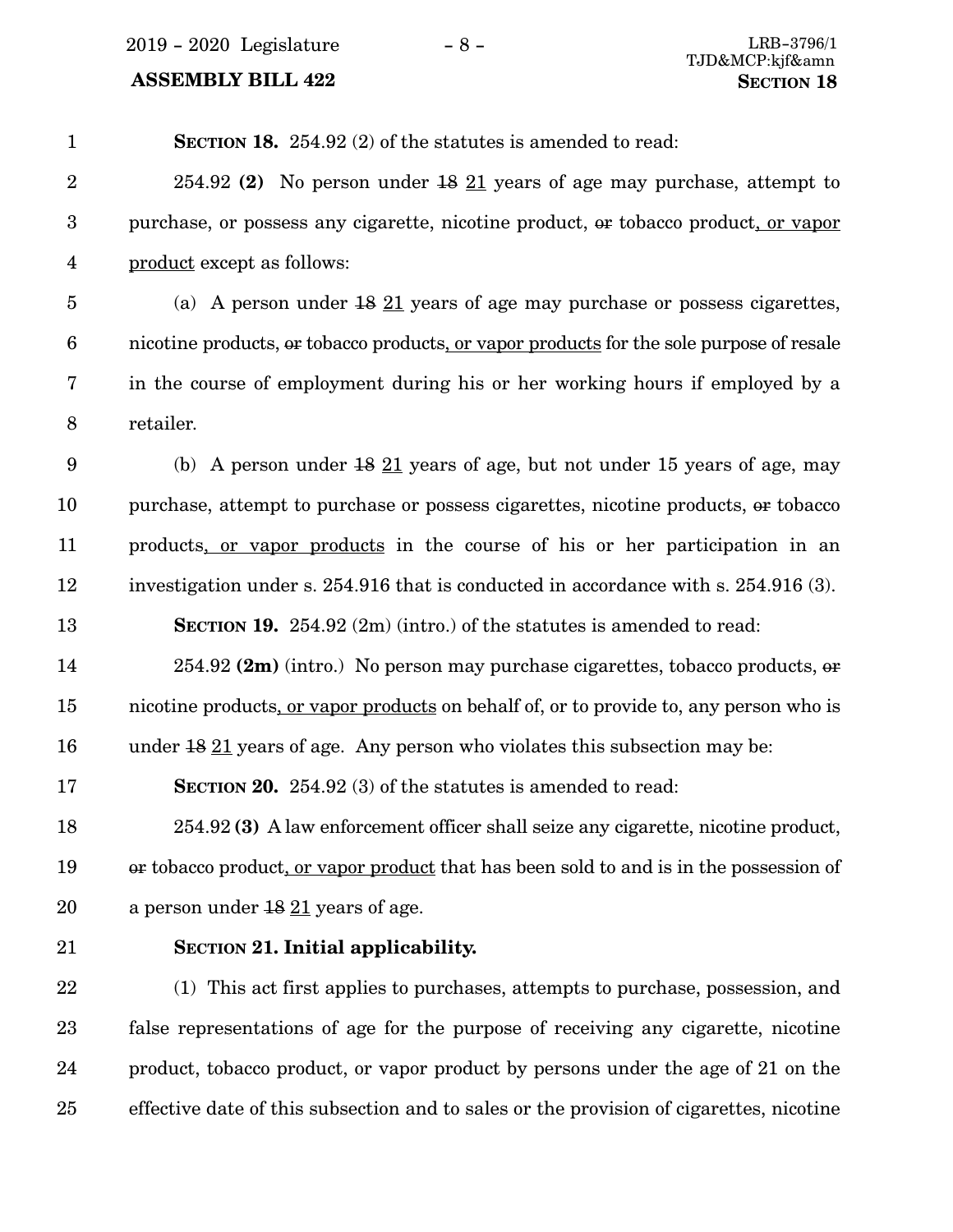**SECTION 18.** 254.92 (2) of the statutes is amended to read:

254.92 **(2)** No person under ~~18~~ <u>21</u> years of age may purchase, attempt to purchase, or possess any cigarette, nicotine product, ~~or~~ tobacco product<u>, or vapor product</u> except as follows:

(a) A person under ~~18~~ <u>21</u> years of age may purchase or possess cigarettes, nicotine products, ~~or~~ tobacco products<u>, or vapor products</u> for the sole purpose of resale in the course of employment during his or her working hours if employed by a retailer.

(b) A person under ~~18~~ <u>21</u> years of age, but not under 15 years of age, may purchase, attempt to purchase or possess cigarettes, nicotine products, ~~or~~ tobacco products<u>, or vapor products</u> in the course of his or her participation in an investigation under s. 254.916 that is conducted in accordance with s. 254.916 (3).

**SECTION 19.** 254.92 (2m) (intro.) of the statutes is amended to read:

254.92 **(2m)** (intro.) No person may purchase cigarettes, tobacco products, ~~or~~ nicotine products<u>, or vapor products</u> on behalf of, or to provide to, any person who is under ~~18~~ <u>21</u> years of age. Any person who violates this subsection may be:

**SECTION 20.** 254.92 (3) of the statutes is amended to read:

254.92 **(3)** A law enforcement officer shall seize any cigarette, nicotine product, ~~or~~ tobacco product<u>, or vapor product</u> that has been sold to and is in the possession of a person under ~~18~~ <u>21</u> years of age.

**SECTION 21. Initial applicability.**

(1) This act first applies to purchases, attempts to purchase, possession, and false representations of age for the purpose of receiving any cigarette, nicotine product, tobacco product, or vapor product by persons under the age of 21 on the effective date of this subsection and to sales or the provision of cigarettes, nicotine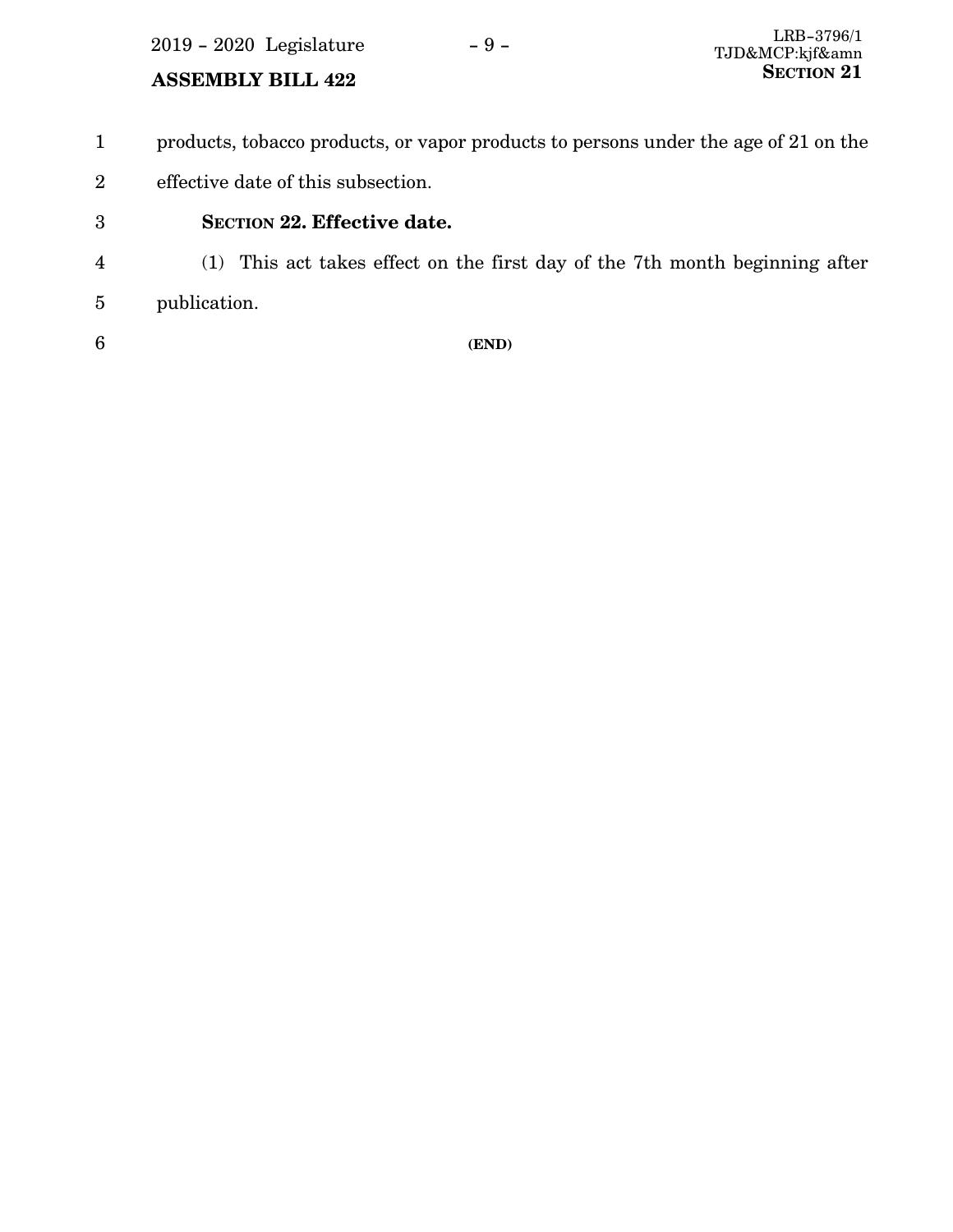products, tobacco products, or vapor products to persons under the age of 21 on the effective date of this subsection.

**SECTION 22. Effective date.**

(1) This act takes effect on the first day of the 7th month beginning after publication.

**(END)**